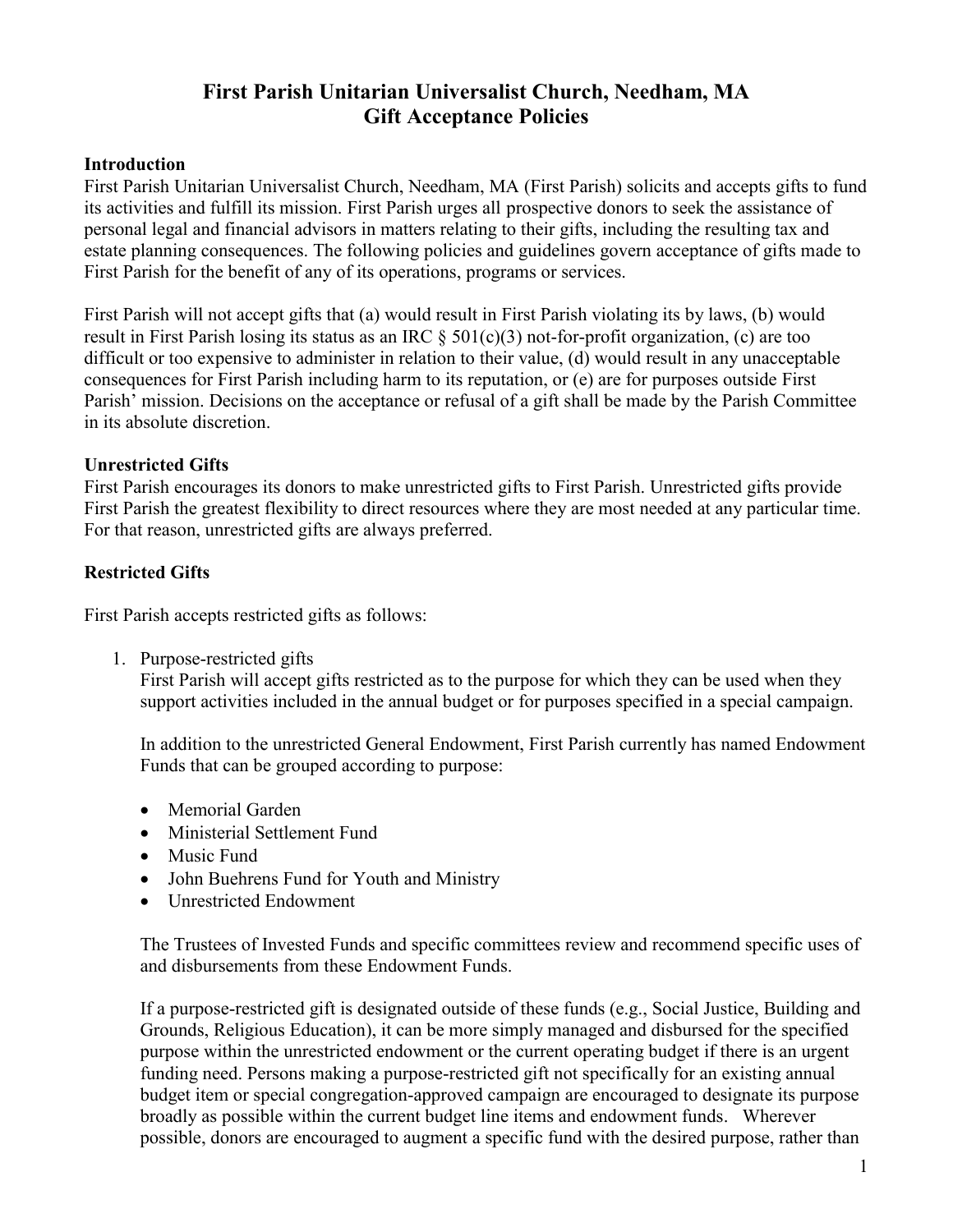# First Parish Unitarian Universalist Church, Needham, MA
# Gift Acceptance Policies

**Introduction**

First Parish Unitarian Universalist Church, Needham, MA (First Parish) solicits and accepts gifts to fund its activities and fulfill its mission. First Parish urges all prospective donors to seek the assistance of personal legal and financial advisors in matters relating to their gifts, including the resulting tax and estate planning consequences. The following policies and guidelines govern acceptance of gifts made to First Parish for the benefit of any of its operations, programs or services.

First Parish will not accept gifts that (a) would result in First Parish violating its by laws, (b) would result in First Parish losing its status as an IRC § 501(c)(3) not-for-profit organization, (c) are too difficult or too expensive to administer in relation to their value, (d) would result in any unacceptable consequences for First Parish including harm to its reputation, or (e) are for purposes outside First Parish' mission. Decisions on the acceptance or refusal of a gift shall be made by the Parish Committee in its absolute discretion.

**Unrestricted Gifts**

First Parish encourages its donors to make unrestricted gifts to First Parish. Unrestricted gifts provide First Parish the greatest flexibility to direct resources where they are most needed at any particular time. For that reason, unrestricted gifts are always preferred.

**Restricted Gifts**

First Parish accepts restricted gifts as follows:

1. Purpose-restricted gifts
   First Parish will accept gifts restricted as to the purpose for which they can be used when they support activities included in the annual budget or for purposes specified in a special campaign.

   In addition to the unrestricted General Endowment, First Parish currently has named Endowment Funds that can be grouped according to purpose:

   - Memorial Garden
   - Ministerial Settlement Fund
   - Music Fund
   - John Buehrens Fund for Youth and Ministry
   - Unrestricted Endowment

   The Trustees of Invested Funds and specific committees review and recommend specific uses of and disbursements from these Endowment Funds.

   If a purpose-restricted gift is designated outside of these funds (e.g., Social Justice, Building and Grounds, Religious Education), it can be more simply managed and disbursed for the specified purpose within the unrestricted endowment or the current operating budget if there is an urgent funding need. Persons making a purpose-restricted gift not specifically for an existing annual budget item or special congregation-approved campaign are encouraged to designate its purpose broadly as possible within the current budget line items and endowment funds. Wherever possible, donors are encouraged to augment a specific fund with the desired purpose, rather than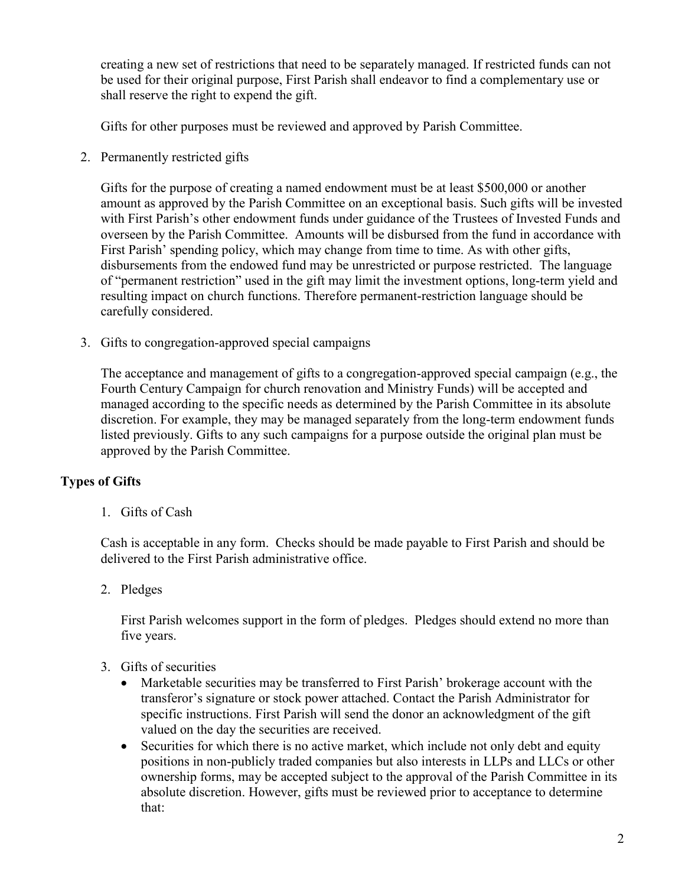creating a new set of restrictions that need to be separately managed. If restricted funds can not be used for their original purpose, First Parish shall endeavor to find a complementary use or shall reserve the right to expend the gift.

Gifts for other purposes must be reviewed and approved by Parish Committee.

2. Permanently restricted gifts

   Gifts for the purpose of creating a named endowment must be at least $500,000 or another amount as approved by the Parish Committee on an exceptional basis. Such gifts will be invested with First Parish's other endowment funds under guidance of the Trustees of Invested Funds and overseen by the Parish Committee. Amounts will be disbursed from the fund in accordance with First Parish' spending policy, which may change from time to time. As with other gifts, disbursements from the endowed fund may be unrestricted or purpose restricted. The language of "permanent restriction" used in the gift may limit the investment options, long-term yield and resulting impact on church functions. Therefore permanent-restriction language should be carefully considered.

3. Gifts to congregation-approved special campaigns

   The acceptance and management of gifts to a congregation-approved special campaign (e.g., the Fourth Century Campaign for church renovation and Ministry Funds) will be accepted and managed according to the specific needs as determined by the Parish Committee in its absolute discretion. For example, they may be managed separately from the long-term endowment funds listed previously. Gifts to any such campaigns for a purpose outside the original plan must be approved by the Parish Committee.

## Types of Gifts

1. Gifts of Cash

   Cash is acceptable in any form. Checks should be made payable to First Parish and should be delivered to the First Parish administrative office.

2. Pledges

   First Parish welcomes support in the form of pledges. Pledges should extend no more than five years.

3. Gifts of securities
   - Marketable securities may be transferred to First Parish' brokerage account with the transferor's signature or stock power attached. Contact the Parish Administrator for specific instructions. First Parish will send the donor an acknowledgment of the gift valued on the day the securities are received.
   - Securities for which there is no active market, which include not only debt and equity positions in non-publicly traded companies but also interests in LLPs and LLCs or other ownership forms, may be accepted subject to the approval of the Parish Committee in its absolute discretion. However, gifts must be reviewed prior to acceptance to determine that: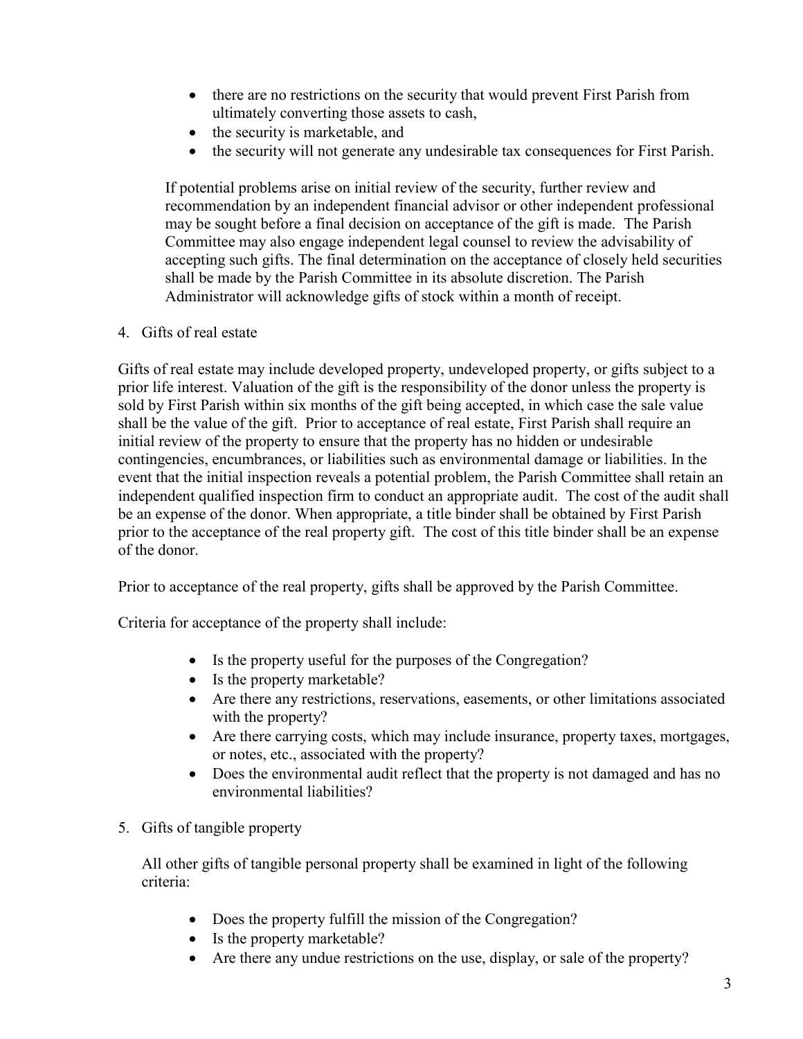- there are no restrictions on the security that would prevent First Parish from ultimately converting those assets to cash,
- the security is marketable, and
- the security will not generate any undesirable tax consequences for First Parish.

If potential problems arise on initial review of the security, further review and recommendation by an independent financial advisor or other independent professional may be sought before a final decision on acceptance of the gift is made. The Parish Committee may also engage independent legal counsel to review the advisability of accepting such gifts. The final determination on the acceptance of closely held securities shall be made by the Parish Committee in its absolute discretion. The Parish Administrator will acknowledge gifts of stock within a month of receipt.

4. Gifts of real estate

Gifts of real estate may include developed property, undeveloped property, or gifts subject to a prior life interest. Valuation of the gift is the responsibility of the donor unless the property is sold by First Parish within six months of the gift being accepted, in which case the sale value shall be the value of the gift. Prior to acceptance of real estate, First Parish shall require an initial review of the property to ensure that the property has no hidden or undesirable contingencies, encumbrances, or liabilities such as environmental damage or liabilities. In the event that the initial inspection reveals a potential problem, the Parish Committee shall retain an independent qualified inspection firm to conduct an appropriate audit. The cost of the audit shall be an expense of the donor. When appropriate, a title binder shall be obtained by First Parish prior to the acceptance of the real property gift. The cost of this title binder shall be an expense of the donor.

Prior to acceptance of the real property, gifts shall be approved by the Parish Committee.

Criteria for acceptance of the property shall include:

- Is the property useful for the purposes of the Congregation?
- Is the property marketable?
- Are there any restrictions, reservations, easements, or other limitations associated with the property?
- Are there carrying costs, which may include insurance, property taxes, mortgages, or notes, etc., associated with the property?
- Does the environmental audit reflect that the property is not damaged and has no environmental liabilities?

5. Gifts of tangible property

All other gifts of tangible personal property shall be examined in light of the following criteria:

- Does the property fulfill the mission of the Congregation?
- Is the property marketable?
- Are there any undue restrictions on the use, display, or sale of the property?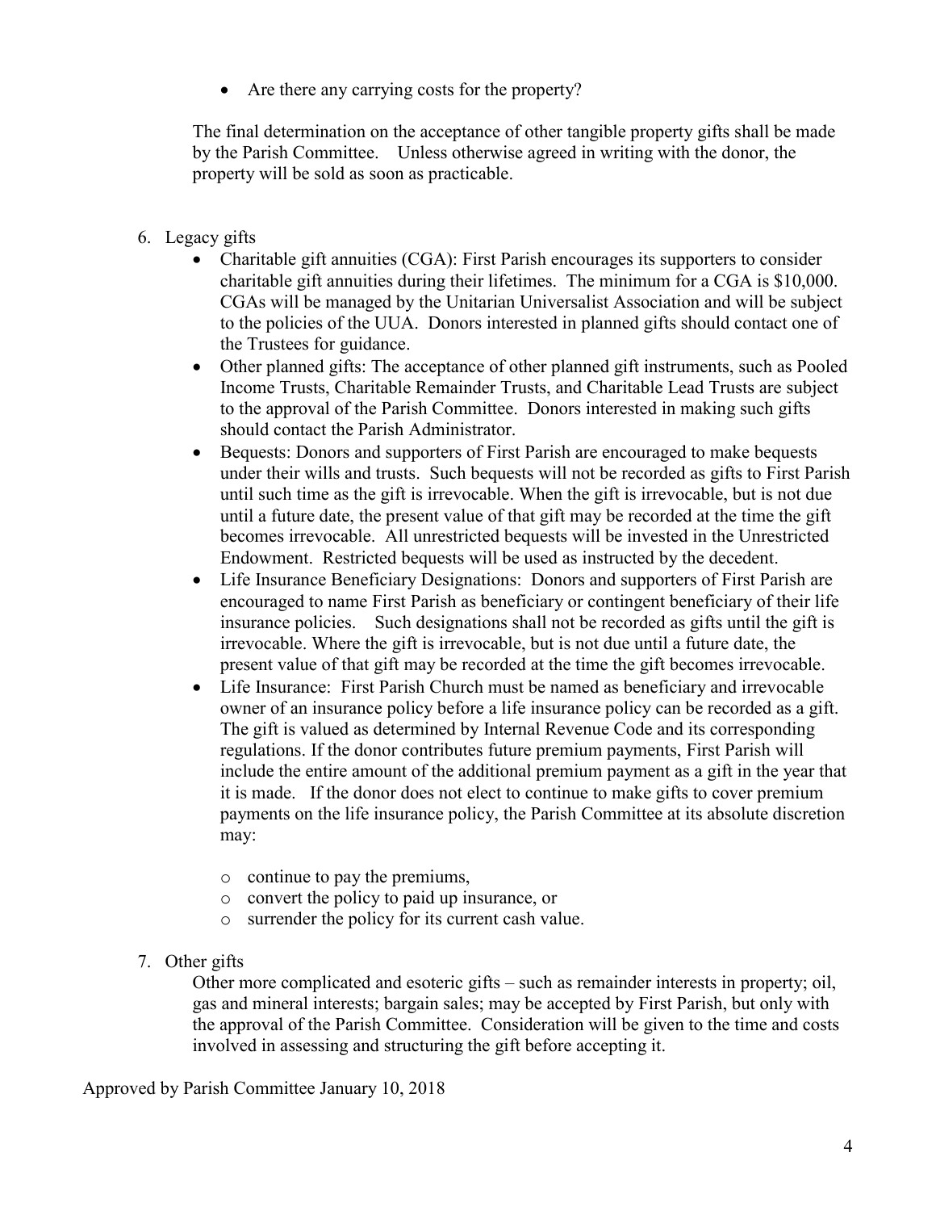- Are there any carrying costs for the property?

The final determination on the acceptance of other tangible property gifts shall be made by the Parish Committee. Unless otherwise agreed in writing with the donor, the property will be sold as soon as practicable.

6. Legacy gifts
   - Charitable gift annuities (CGA): First Parish encourages its supporters to consider charitable gift annuities during their lifetimes. The minimum for a CGA is $10,000. CGAs will be managed by the Unitarian Universalist Association and will be subject to the policies of the UUA. Donors interested in planned gifts should contact one of the Trustees for guidance.
   - Other planned gifts: The acceptance of other planned gift instruments, such as Pooled Income Trusts, Charitable Remainder Trusts, and Charitable Lead Trusts are subject to the approval of the Parish Committee. Donors interested in making such gifts should contact the Parish Administrator.
   - Bequests: Donors and supporters of First Parish are encouraged to make bequests under their wills and trusts. Such bequests will not be recorded as gifts to First Parish until such time as the gift is irrevocable. When the gift is irrevocable, but is not due until a future date, the present value of that gift may be recorded at the time the gift becomes irrevocable. All unrestricted bequests will be invested in the Unrestricted Endowment. Restricted bequests will be used as instructed by the decedent.
   - Life Insurance Beneficiary Designations: Donors and supporters of First Parish are encouraged to name First Parish as beneficiary or contingent beneficiary of their life insurance policies. Such designations shall not be recorded as gifts until the gift is irrevocable. Where the gift is irrevocable, but is not due until a future date, the present value of that gift may be recorded at the time the gift becomes irrevocable.
   - Life Insurance: First Parish Church must be named as beneficiary and irrevocable owner of an insurance policy before a life insurance policy can be recorded as a gift. The gift is valued as determined by Internal Revenue Code and its corresponding regulations. If the donor contributes future premium payments, First Parish will include the entire amount of the additional premium payment as a gift in the year that it is made. If the donor does not elect to continue to make gifts to cover premium payments on the life insurance policy, the Parish Committee at its absolute discretion may:
     - continue to pay the premiums,
     - convert the policy to paid up insurance, or
     - surrender the policy for its current cash value.

7. Other gifts

   Other more complicated and esoteric gifts – such as remainder interests in property; oil, gas and mineral interests; bargain sales; may be accepted by First Parish, but only with the approval of the Parish Committee. Consideration will be given to the time and costs involved in assessing and structuring the gift before accepting it.

Approved by Parish Committee January 10, 2018